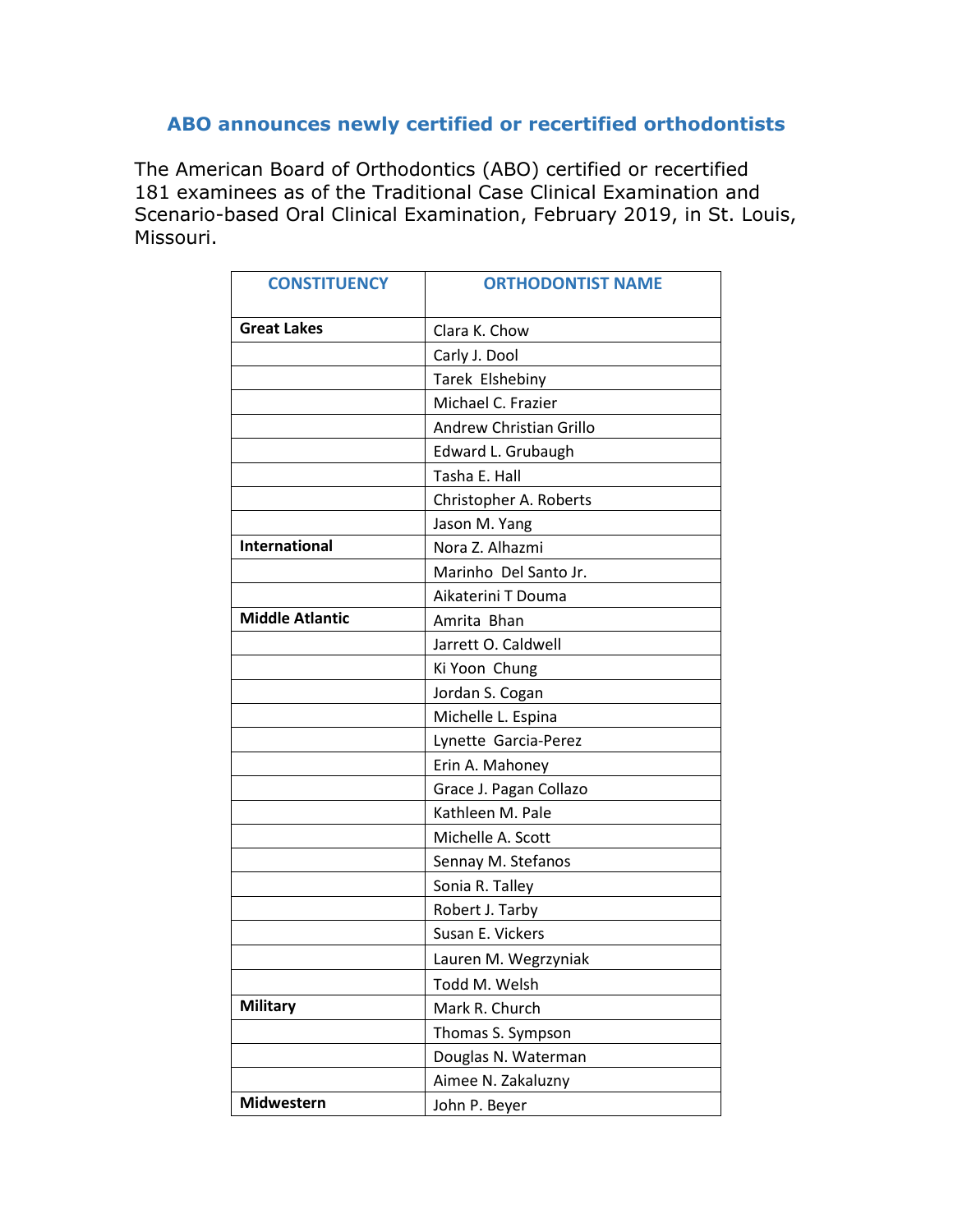## ABO announces newly certified or recertified orthodontists

The American Board of Orthodontics (ABO) certified or recertified 181 examinees as of the Traditional Case Clinical Examination and Scenario-based Oral Clinical Examination, February 2019, in St. Louis, Missouri.

| CONSTITUENCY | ORTHODONTIST NAME |
|---|---|
| **Great Lakes** | Clara K. Chow |
| | Carly J. Dool |
| | Tarek Elshebiny |
| | Michael C. Frazier |
| | Andrew Christian Grillo |
| | Edward L. Grubaugh |
| | Tasha E. Hall |
| | Christopher A. Roberts |
| | Jason M. Yang |
| **International** | Nora Z. Alhazmi |
| | Marinho Del Santo Jr. |
| | Aikaterini T Douma |
| **Middle Atlantic** | Amrita Bhan |
| | Jarrett O. Caldwell |
| | Ki Yoon Chung |
| | Jordan S. Cogan |
| | Michelle L. Espina |
| | Lynette Garcia-Perez |
| | Erin A. Mahoney |
| | Grace J. Pagan Collazo |
| | Kathleen M. Pale |
| | Michelle A. Scott |
| | Sennay M. Stefanos |
| | Sonia R. Talley |
| | Robert J. Tarby |
| | Susan E. Vickers |
| | Lauren M. Wegrzyniak |
| | Todd M. Welsh |
| **Military** | Mark R. Church |
| | Thomas S. Sympson |
| | Douglas N. Waterman |
| | Aimee N. Zakaluzny |
| **Midwestern** | John P. Beyer |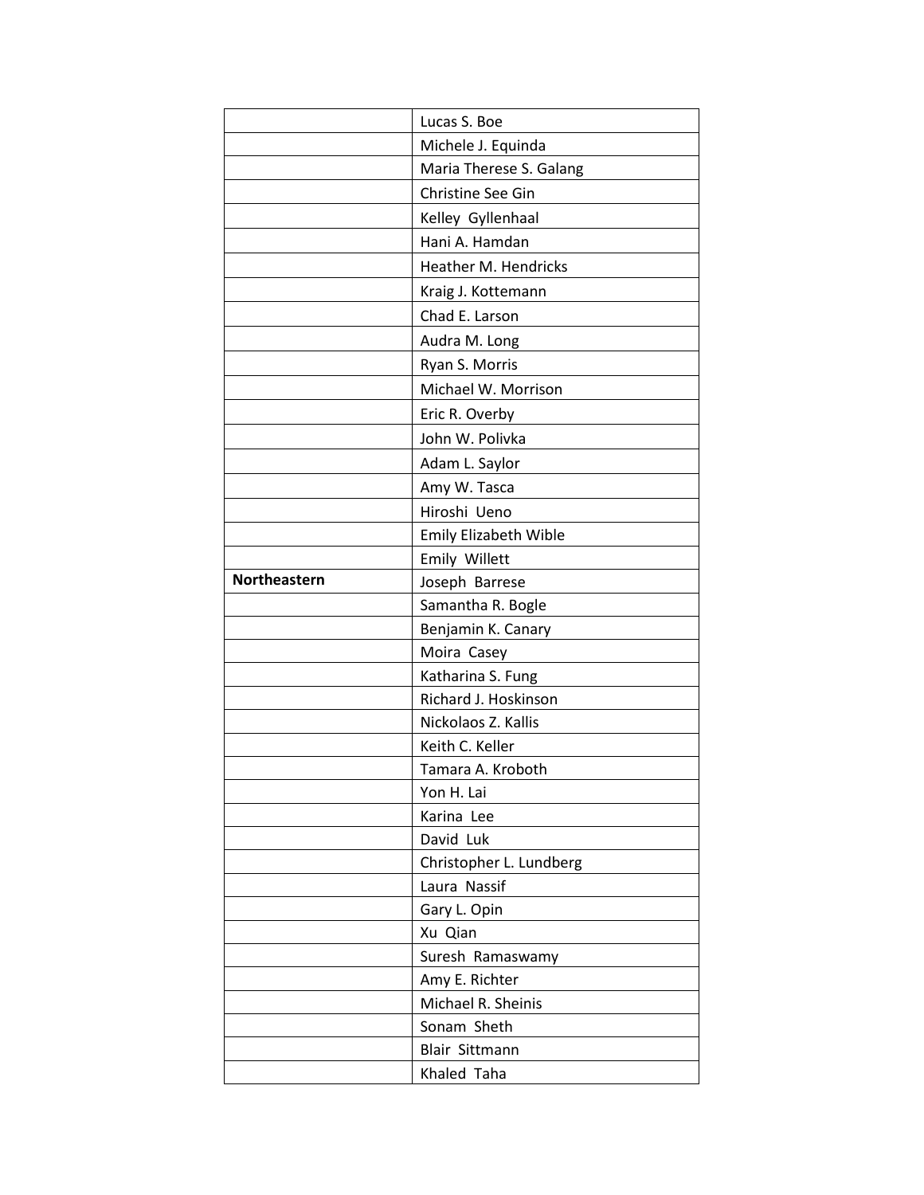| | |
|---|---|
| | Lucas S. Boe |
| | Michele J. Equinda |
| | Maria Therese S. Galang |
| | Christine See Gin |
| | Kelley  Gyllenhaal |
| | Hani A. Hamdan |
| | Heather M. Hendricks |
| | Kraig J. Kottemann |
| | Chad E. Larson |
| | Audra M. Long |
| | Ryan S. Morris |
| | Michael W. Morrison |
| | Eric R. Overby |
| | John W. Polivka |
| | Adam L. Saylor |
| | Amy W. Tasca |
| | Hiroshi  Ueno |
| | Emily Elizabeth Wible |
| | Emily  Willett |
| **Northeastern** | Joseph  Barrese |
| | Samantha R. Bogle |
| | Benjamin K. Canary |
| | Moira  Casey |
| | Katharina S. Fung |
| | Richard J. Hoskinson |
| | Nickolaos Z. Kallis |
| | Keith C. Keller |
| | Tamara A. Kroboth |
| | Yon H. Lai |
| | Karina  Lee |
| | David  Luk |
| | Christopher L. Lundberg |
| | Laura  Nassif |
| | Gary L. Opin |
| | Xu  Qian |
| | Suresh  Ramaswamy |
| | Amy E. Richter |
| | Michael R. Sheinis |
| | Sonam  Sheth |
| | Blair  Sittmann |
| | Khaled  Taha |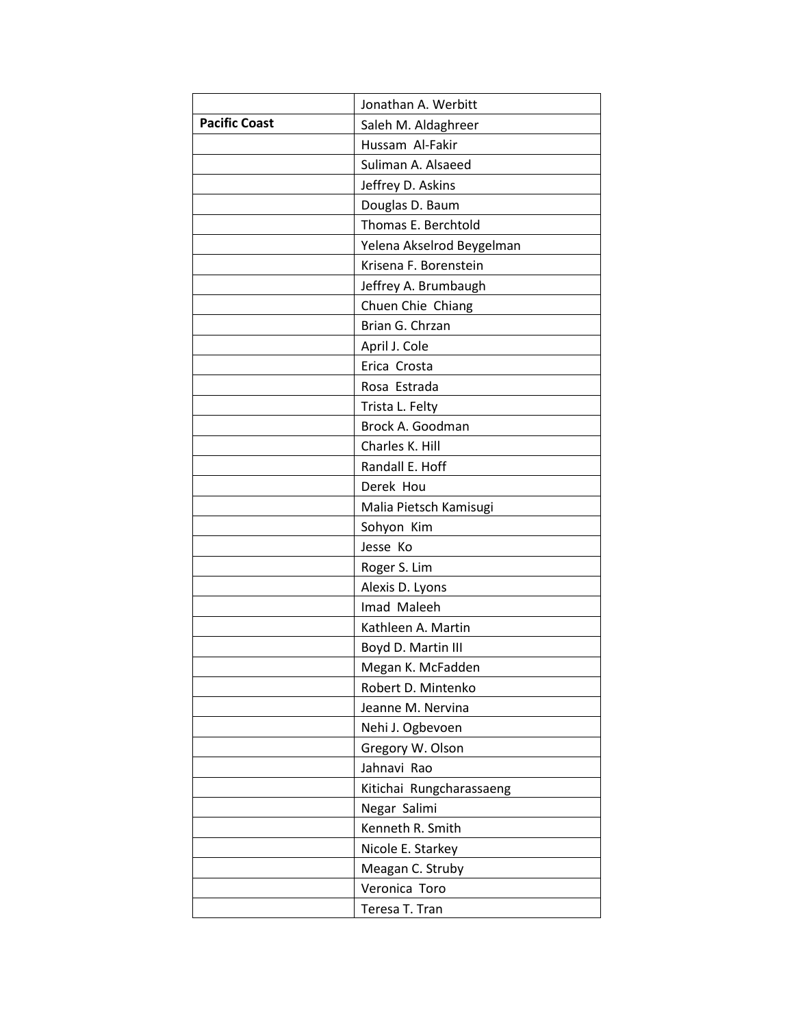| | |
|---|---|
| | Jonathan A. Werbitt |
| **Pacific Coast** | Saleh M. Aldaghreer |
| | Hussam Al-Fakir |
| | Suliman A. Alsaeed |
| | Jeffrey D. Askins |
| | Douglas D. Baum |
| | Thomas E. Berchtold |
| | Yelena Akselrod Beygelman |
| | Krisena F. Borenstein |
| | Jeffrey A. Brumbaugh |
| | Chuen Chie Chiang |
| | Brian G. Chrzan |
| | April J. Cole |
| | Erica Crosta |
| | Rosa Estrada |
| | Trista L. Felty |
| | Brock A. Goodman |
| | Charles K. Hill |
| | Randall E. Hoff |
| | Derek Hou |
| | Malia Pietsch Kamisugi |
| | Sohyon Kim |
| | Jesse Ko |
| | Roger S. Lim |
| | Alexis D. Lyons |
| | Imad Maleeh |
| | Kathleen A. Martin |
| | Boyd D. Martin III |
| | Megan K. McFadden |
| | Robert D. Mintenko |
| | Jeanne M. Nervina |
| | Nehi J. Ogbevoen |
| | Gregory W. Olson |
| | Jahnavi Rao |
| | Kitichai Rungcharassaeng |
| | Negar Salimi |
| | Kenneth R. Smith |
| | Nicole E. Starkey |
| | Meagan C. Struby |
| | Veronica Toro |
| | Teresa T. Tran |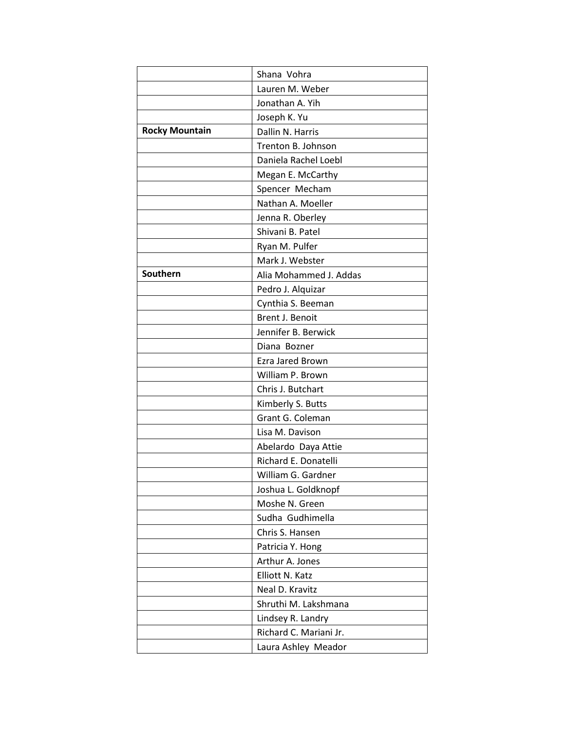| | |
|---|---|
| | Shana Vohra |
| | Lauren M. Weber |
| | Jonathan A. Yih |
| | Joseph K. Yu |
| **Rocky Mountain** | Dallin N. Harris |
| | Trenton B. Johnson |
| | Daniela Rachel Loebl |
| | Megan E. McCarthy |
| | Spencer Mecham |
| | Nathan A. Moeller |
| | Jenna R. Oberley |
| | Shivani B. Patel |
| | Ryan M. Pulfer |
| | Mark J. Webster |
| **Southern** | Alia Mohammed J. Addas |
| | Pedro J. Alquizar |
| | Cynthia S. Beeman |
| | Brent J. Benoit |
| | Jennifer B. Berwick |
| | Diana Bozner |
| | Ezra Jared Brown |
| | William P. Brown |
| | Chris J. Butchart |
| | Kimberly S. Butts |
| | Grant G. Coleman |
| | Lisa M. Davison |
| | Abelardo Daya Attie |
| | Richard E. Donatelli |
| | William G. Gardner |
| | Joshua L. Goldknopf |
| | Moshe N. Green |
| | Sudha Gudhimella |
| | Chris S. Hansen |
| | Patricia Y. Hong |
| | Arthur A. Jones |
| | Elliott N. Katz |
| | Neal D. Kravitz |
| | Shruthi M. Lakshmana |
| | Lindsey R. Landry |
| | Richard C. Mariani Jr. |
| | Laura Ashley Meador |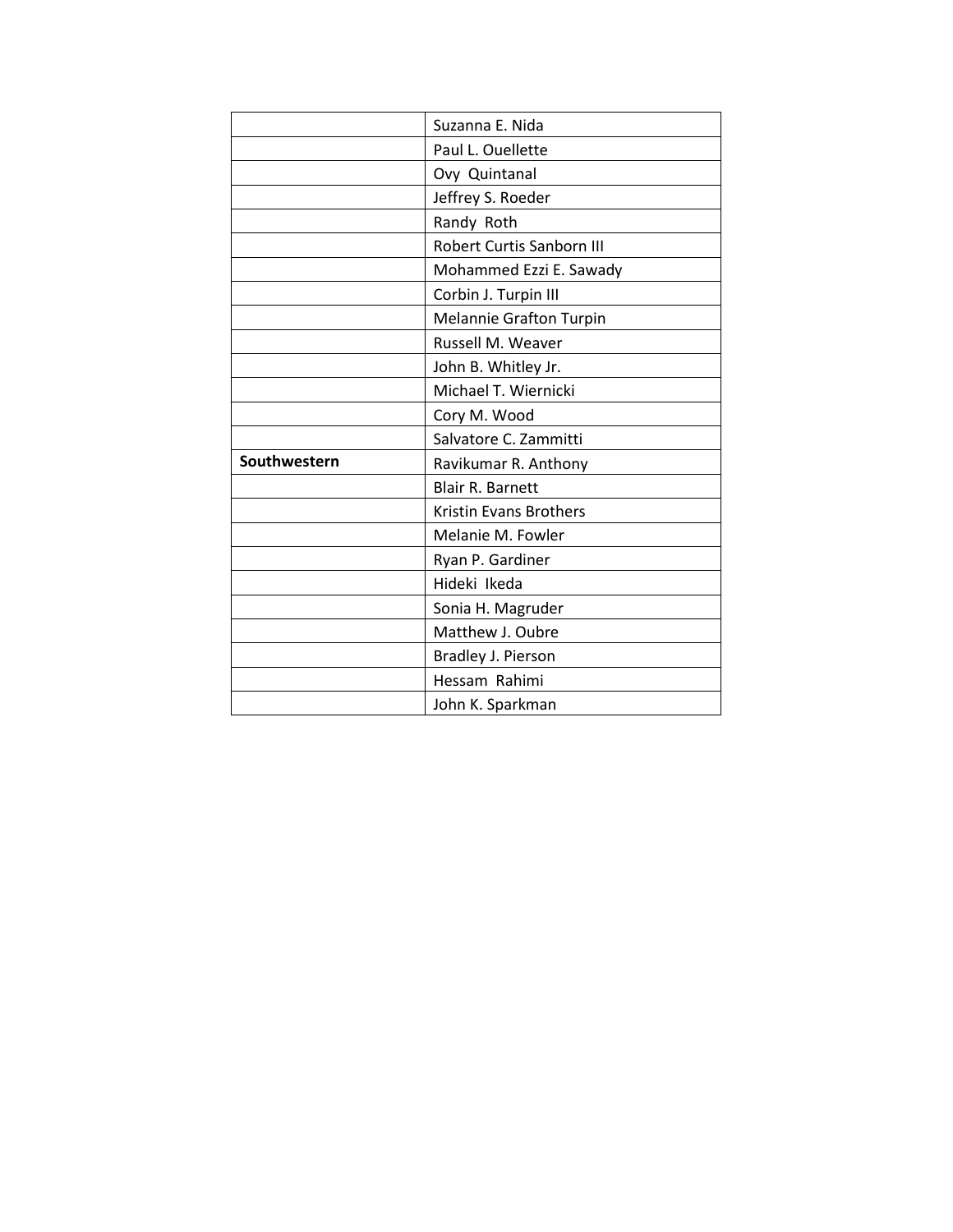| | |
|---|---|
| | Suzanna E. Nida |
| | Paul L. Ouellette |
| | Ovy Quintanal |
| | Jeffrey S. Roeder |
| | Randy Roth |
| | Robert Curtis Sanborn III |
| | Mohammed Ezzi E. Sawady |
| | Corbin J. Turpin III |
| | Melannie Grafton Turpin |
| | Russell M. Weaver |
| | John B. Whitley Jr. |
| | Michael T. Wiernicki |
| | Cory M. Wood |
| | Salvatore C. Zammitti |
| **Southwestern** | Ravikumar R. Anthony |
| | Blair R. Barnett |
| | Kristin Evans Brothers |
| | Melanie M. Fowler |
| | Ryan P. Gardiner |
| | Hideki Ikeda |
| | Sonia H. Magruder |
| | Matthew J. Oubre |
| | Bradley J. Pierson |
| | Hessam Rahimi |
| | John K. Sparkman |